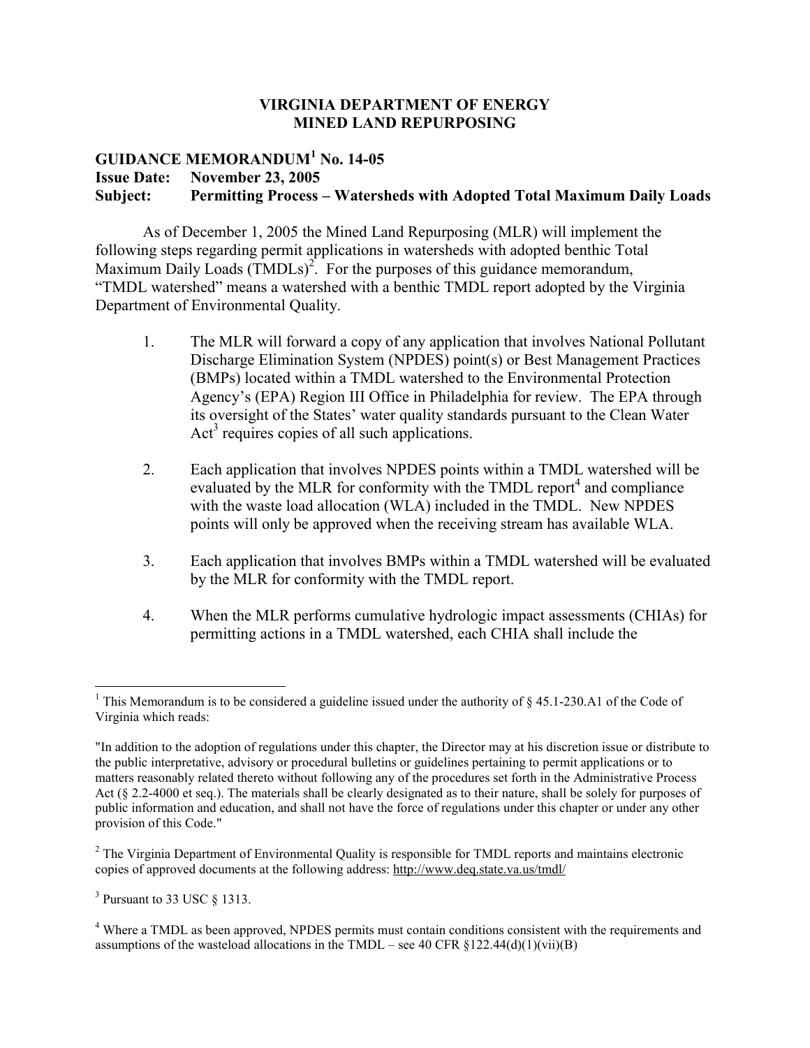**VIRGINIA DEPARTMENT OF ENERGY**
**MINED LAND REPURPOSING**

**GUIDANCE MEMORANDUM[1] No. 14-05**
**Issue Date: November 23, 2005**
**Subject: Permitting Process – Watersheds with Adopted Total Maximum Daily Loads**

As of December 1, 2005 the Mined Land Repurposing (MLR) will implement the following steps regarding permit applications in watersheds with adopted benthic Total Maximum Daily Loads (TMDLs)[2]. For the purposes of this guidance memorandum, "TMDL watershed" means a watershed with a benthic TMDL report adopted by the Virginia Department of Environmental Quality.

1. The MLR will forward a copy of any application that involves National Pollutant Discharge Elimination System (NPDES) point(s) or Best Management Practices (BMPs) located within a TMDL watershed to the Environmental Protection Agency's (EPA) Region III Office in Philadelphia for review. The EPA through its oversight of the States' water quality standards pursuant to the Clean Water Act[3] requires copies of all such applications.

2. Each application that involves NPDES points within a TMDL watershed will be evaluated by the MLR for conformity with the TMDL report[4] and compliance with the waste load allocation (WLA) included in the TMDL. New NPDES points will only be approved when the receiving stream has available WLA.

3. Each application that involves BMPs within a TMDL watershed will be evaluated by the MLR for conformity with the TMDL report.

4. When the MLR performs cumulative hydrologic impact assessments (CHIAs) for permitting actions in a TMDL watershed, each CHIA shall include the

---

[1] This Memorandum is to be considered a guideline issued under the authority of § 45.1-230.A1 of the Code of Virginia which reads:

"In addition to the adoption of regulations under this chapter, the Director may at his discretion issue or distribute to the public interpretative, advisory or procedural bulletins or guidelines pertaining to permit applications or to matters reasonably related thereto without following any of the procedures set forth in the Administrative Process Act (§ 2.2-4000 et seq.). The materials shall be clearly designated as to their nature, shall be solely for purposes of public information and education, and shall not have the force of regulations under this chapter or under any other provision of this Code."

[2] The Virginia Department of Environmental Quality is responsible for TMDL reports and maintains electronic copies of approved documents at the following address: http://www.deq.state.va.us/tmdl/

[3] Pursuant to 33 USC § 1313.

[4] Where a TMDL as been approved, NPDES permits must contain conditions consistent with the requirements and assumptions of the wasteload allocations in the TMDL – see 40 CFR §122.44(d)(1)(vii)(B)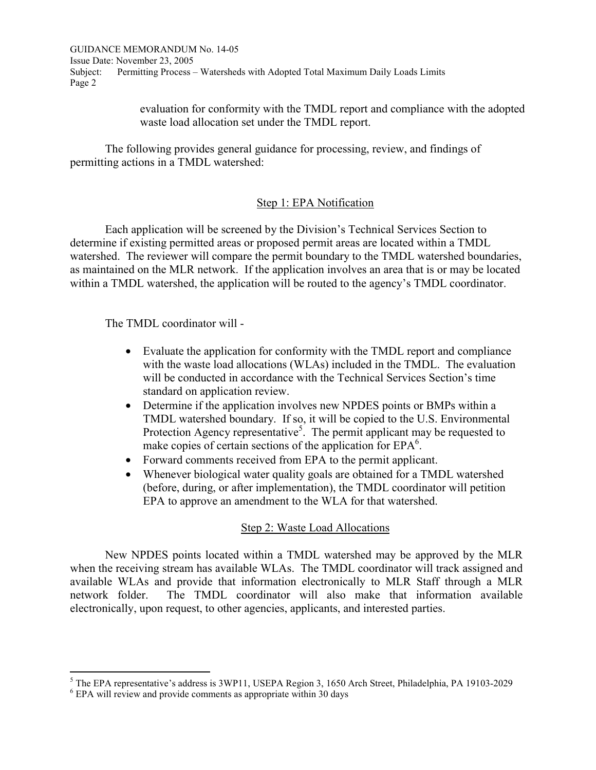evaluation for conformity with the TMDL report and compliance with the adopted waste load allocation set under the TMDL report.

The following provides general guidance for processing, review, and findings of permitting actions in a TMDL watershed:

## Step 1: EPA Notification

Each application will be screened by the Division's Technical Services Section to determine if existing permitted areas or proposed permit areas are located within a TMDL watershed. The reviewer will compare the permit boundary to the TMDL watershed boundaries, as maintained on the MLR network. If the application involves an area that is or may be located within a TMDL watershed, the application will be routed to the agency's TMDL coordinator.

The TMDL coordinator will -

- Evaluate the application for conformity with the TMDL report and compliance with the waste load allocations (WLAs) included in the TMDL. The evaluation will be conducted in accordance with the Technical Services Section's time standard on application review.
- Determine if the application involves new NPDES points or BMPs within a TMDL watershed boundary. If so, it will be copied to the U.S. Environmental Protection Agency representative[5]. The permit applicant may be requested to make copies of certain sections of the application for EPA[6].
- Forward comments received from EPA to the permit applicant.
- Whenever biological water quality goals are obtained for a TMDL watershed (before, during, or after implementation), the TMDL coordinator will petition EPA to approve an amendment to the WLA for that watershed.

## Step 2: Waste Load Allocations

New NPDES points located within a TMDL watershed may be approved by the MLR when the receiving stream has available WLAs. The TMDL coordinator will track assigned and available WLAs and provide that information electronically to MLR Staff through a MLR network folder. The TMDL coordinator will also make that information available electronically, upon request, to other agencies, applicants, and interested parties.

---

[5] The EPA representative's address is 3WP11, USEPA Region 3, 1650 Arch Street, Philadelphia, PA 19103-2029

[6] EPA will review and provide comments as appropriate within 30 days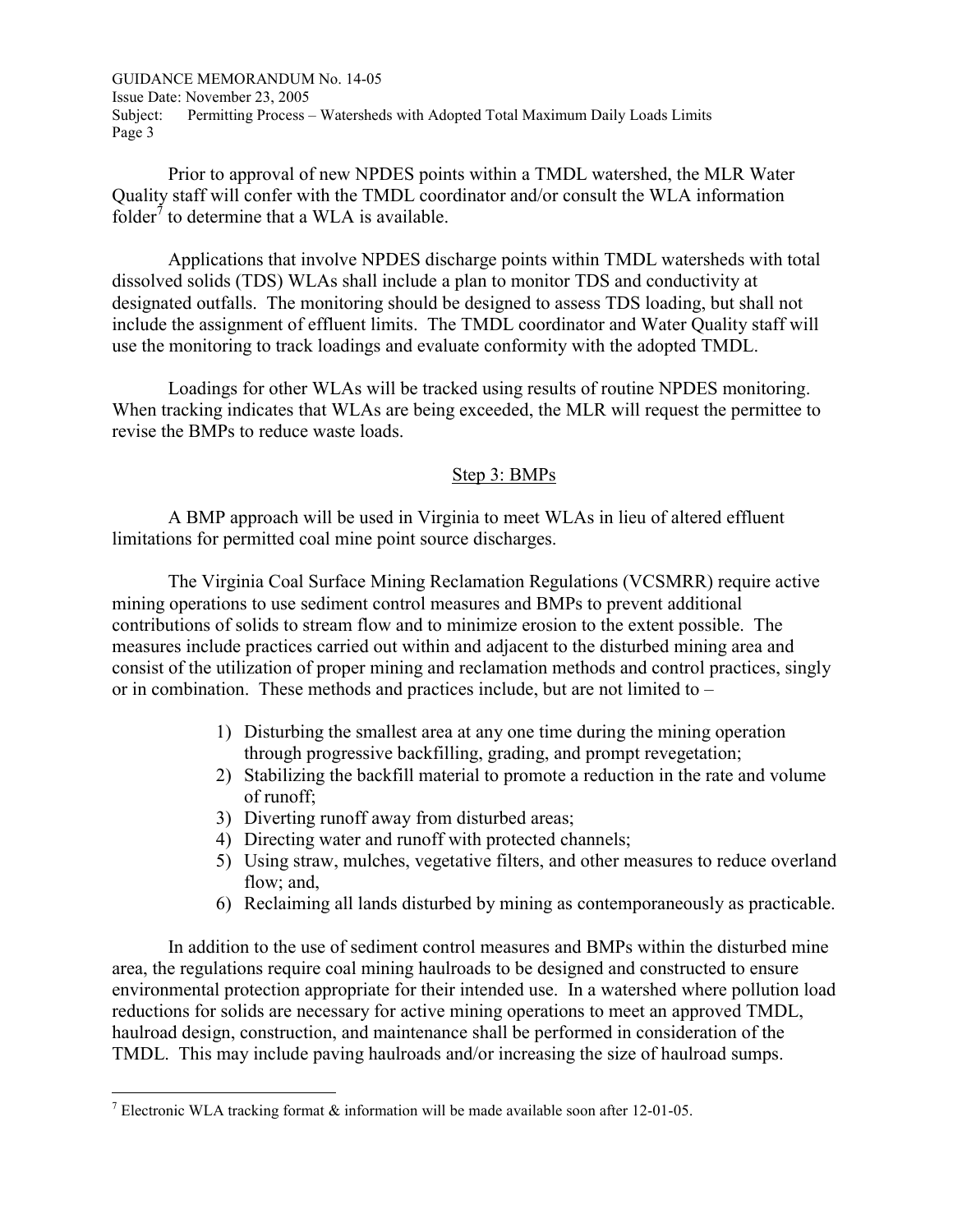Prior to approval of new NPDES points within a TMDL watershed, the MLR Water Quality staff will confer with the TMDL coordinator and/or consult the WLA information folder[7] to determine that a WLA is available.

Applications that involve NPDES discharge points within TMDL watersheds with total dissolved solids (TDS) WLAs shall include a plan to monitor TDS and conductivity at designated outfalls. The monitoring should be designed to assess TDS loading, but shall not include the assignment of effluent limits. The TMDL coordinator and Water Quality staff will use the monitoring to track loadings and evaluate conformity with the adopted TMDL.

Loadings for other WLAs will be tracked using results of routine NPDES monitoring. When tracking indicates that WLAs are being exceeded, the MLR will request the permittee to revise the BMPs to reduce waste loads.

## Step 3: BMPs

A BMP approach will be used in Virginia to meet WLAs in lieu of altered effluent limitations for permitted coal mine point source discharges.

The Virginia Coal Surface Mining Reclamation Regulations (VCSMRR) require active mining operations to use sediment control measures and BMPs to prevent additional contributions of solids to stream flow and to minimize erosion to the extent possible. The measures include practices carried out within and adjacent to the disturbed mining area and consist of the utilization of proper mining and reclamation methods and control practices, singly or in combination. These methods and practices include, but are not limited to –

1) Disturbing the smallest area at any one time during the mining operation through progressive backfilling, grading, and prompt revegetation;
2) Stabilizing the backfill material to promote a reduction in the rate and volume of runoff;
3) Diverting runoff away from disturbed areas;
4) Directing water and runoff with protected channels;
5) Using straw, mulches, vegetative filters, and other measures to reduce overland flow; and,
6) Reclaiming all lands disturbed by mining as contemporaneously as practicable.

In addition to the use of sediment control measures and BMPs within the disturbed mine area, the regulations require coal mining haulroads to be designed and constructed to ensure environmental protection appropriate for their intended use. In a watershed where pollution load reductions for solids are necessary for active mining operations to meet an approved TMDL, haulroad design, construction, and maintenance shall be performed in consideration of the TMDL. This may include paving haulroads and/or increasing the size of haulroad sumps.

---

[7] Electronic WLA tracking format & information will be made available soon after 12-01-05.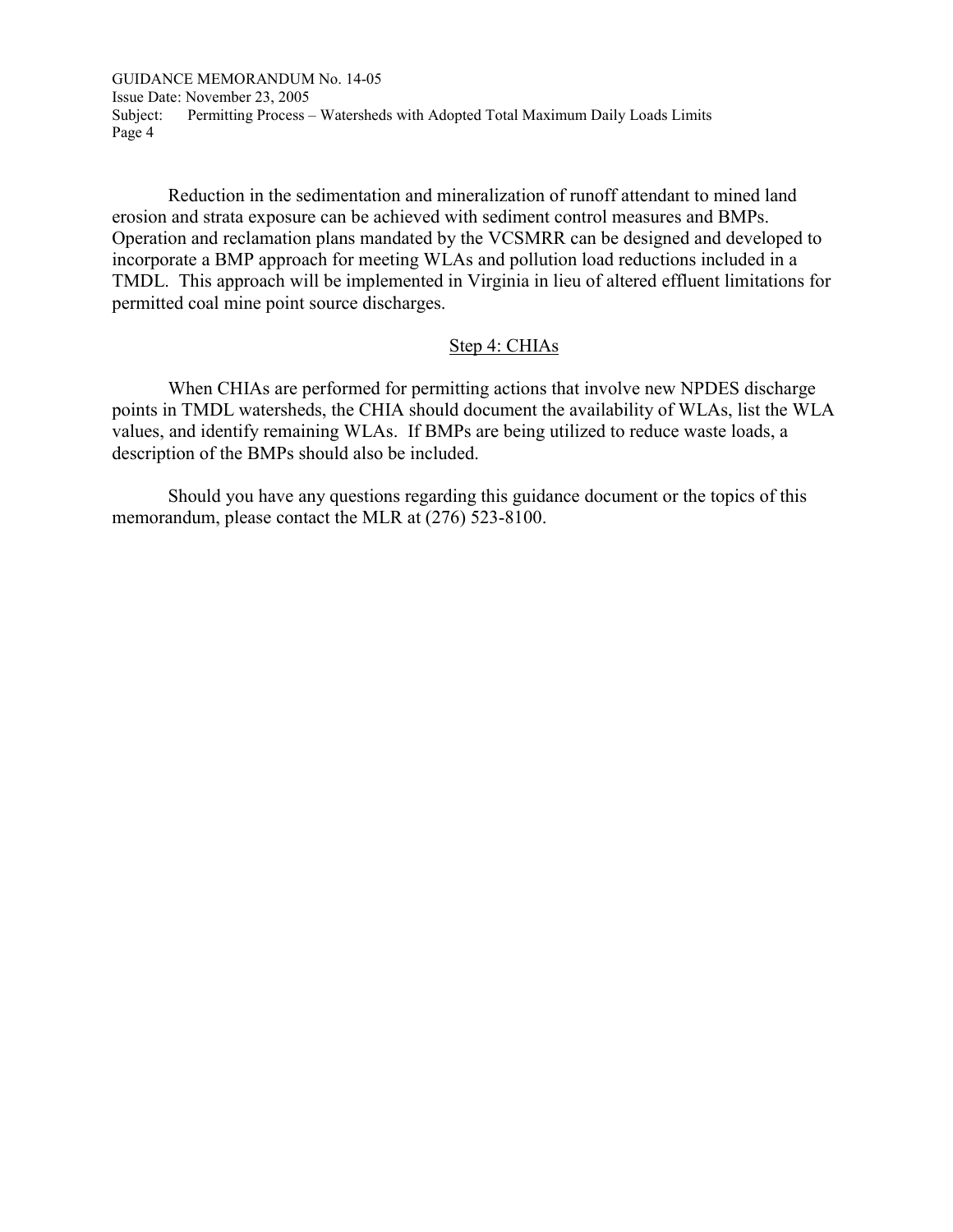Reduction in the sedimentation and mineralization of runoff attendant to mined land erosion and strata exposure can be achieved with sediment control measures and BMPs. Operation and reclamation plans mandated by the VCSMRR can be designed and developed to incorporate a BMP approach for meeting WLAs and pollution load reductions included in a TMDL. This approach will be implemented in Virginia in lieu of altered effluent limitations for permitted coal mine point source discharges.

## Step 4: CHIAs

When CHIAs are performed for permitting actions that involve new NPDES discharge points in TMDL watersheds, the CHIA should document the availability of WLAs, list the WLA values, and identify remaining WLAs. If BMPs are being utilized to reduce waste loads, a description of the BMPs should also be included.

Should you have any questions regarding this guidance document or the topics of this memorandum, please contact the MLR at (276) 523-8100.